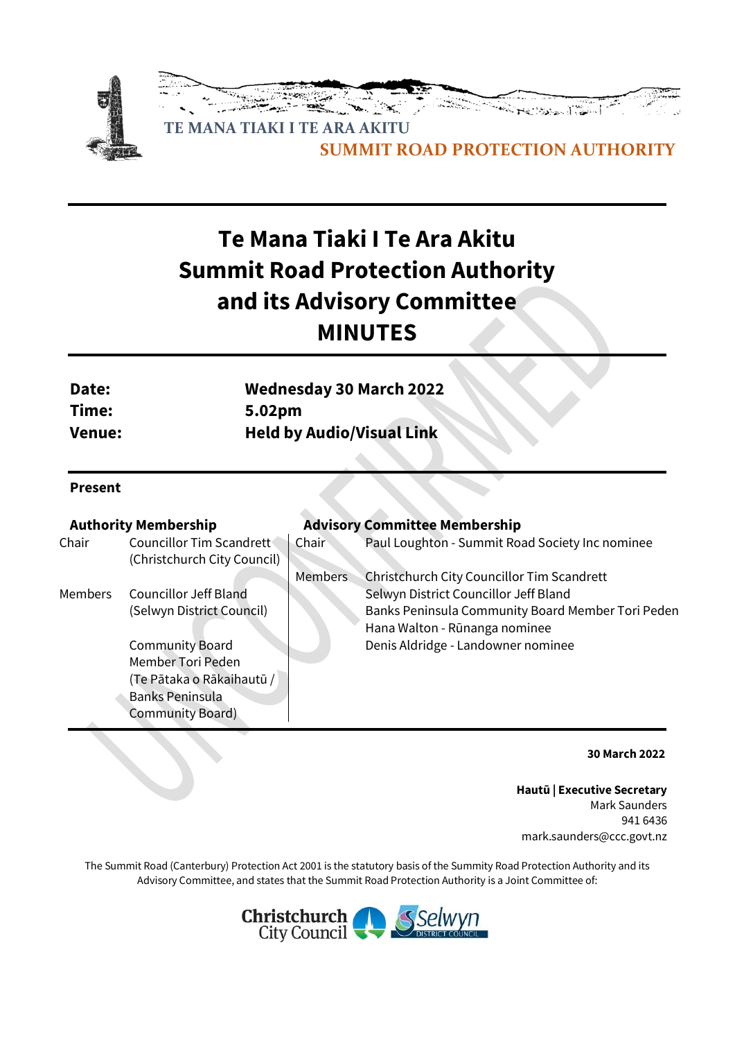TE MANA TIAKI I TE ARA AKITU

SUMMIT ROAD PROTECTION AUTHORITY

# Te Mana Tiaki I Te Ara Akitu Summit Road Protection Authority and its Advisory Committee MINUTES

| | |
|---|---|
| **Date:** | **Wednesday 30 March 2022** |
| **Time:** | **5.02pm** |
| **Venue:** | **Held by Audio/Visual Link** |

**Present**

**Authority Membership**

| | |
|---|---|
| Chair | Councillor Tim Scandrett (Christchurch City Council) |
| Members | Councillor Jeff Bland (Selwyn District Council) |
| | Community Board Member Tori Peden (Te Pātaka o Rākaihautū / Banks Peninsula Community Board) |

**Advisory Committee Membership**

| | |
|---|---|
| Chair | Paul Loughton - Summit Road Society Inc nominee |
| Members | Christchurch City Councillor Tim Scandrett |
| | Selwyn District Councillor Jeff Bland |
| | Banks Peninsula Community Board Member Tori Peden |
| | Hana Walton - Rūnanga nominee |
| | Denis Aldridge - Landowner nominee |

**30 March 2022**

**Hautū | Executive Secretary**
Mark Saunders
941 6436
mark.saunders@ccc.govt.nz

The Summit Road (Canterbury) Protection Act 2001 is the statutory basis of the Summity Road Protection Authority and its Advisory Committee, and states that the Summit Road Protection Authority is a Joint Committee of:

Christchurch City Council | Selwyn District Council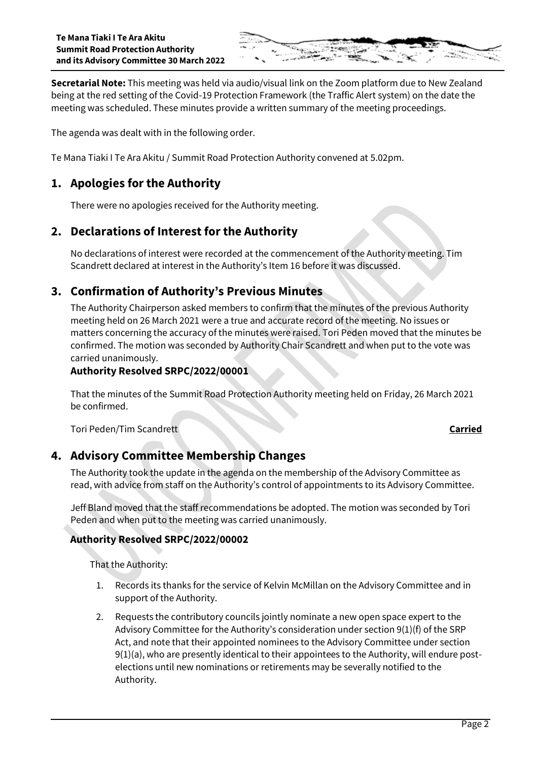**Secretarial Note:** This meeting was held via audio/visual link on the Zoom platform due to New Zealand being at the red setting of the Covid-19 Protection Framework (the Traffic Alert system) on the date the meeting was scheduled. These minutes provide a written summary of the meeting proceedings.

The agenda was dealt with in the following order.

Te Mana Tiaki I Te Ara Akitu / Summit Road Protection Authority convened at 5.02pm.

## 1. Apologies for the Authority

There were no apologies received for the Authority meeting.

## 2. Declarations of Interest for the Authority

No declarations of interest were recorded at the commencement of the Authority meeting. Tim Scandrett declared at interest in the Authority's Item 16 before it was discussed.

## 3. Confirmation of Authority's Previous Minutes

The Authority Chairperson asked members to confirm that the minutes of the previous Authority meeting held on 26 March 2021 were a true and accurate record of the meeting. No issues or matters concerning the accuracy of the minutes were raised. Tori Peden moved that the minutes be confirmed. The motion was seconded by Authority Chair Scandrett and when put to the vote was carried unanimously.

**Authority Resolved SRPC/2022/00001**

That the minutes of the Summit Road Protection Authority meeting held on Friday, 26 March 2021 be confirmed.

Tori Peden/Tim Scandrett **Carried**

## 4. Advisory Committee Membership Changes

The Authority took the update in the agenda on the membership of the Advisory Committee as read, with advice from staff on the Authority's control of appointments to its Advisory Committee.

Jeff Bland moved that the staff recommendations be adopted. The motion was seconded by Tori Peden and when put to the meeting was carried unanimously.

**Authority Resolved SRPC/2022/00002**

That the Authority:

1. Records its thanks for the service of Kelvin McMillan on the Advisory Committee and in support of the Authority.
2. Requests the contributory councils jointly nominate a new open space expert to the Advisory Committee for the Authority's consideration under section 9(1)(f) of the SRP Act, and note that their appointed nominees to the Advisory Committee under section 9(1)(a), who are presently identical to their appointees to the Authority, will endure post-elections until new nominations or retirements may be severally notified to the Authority.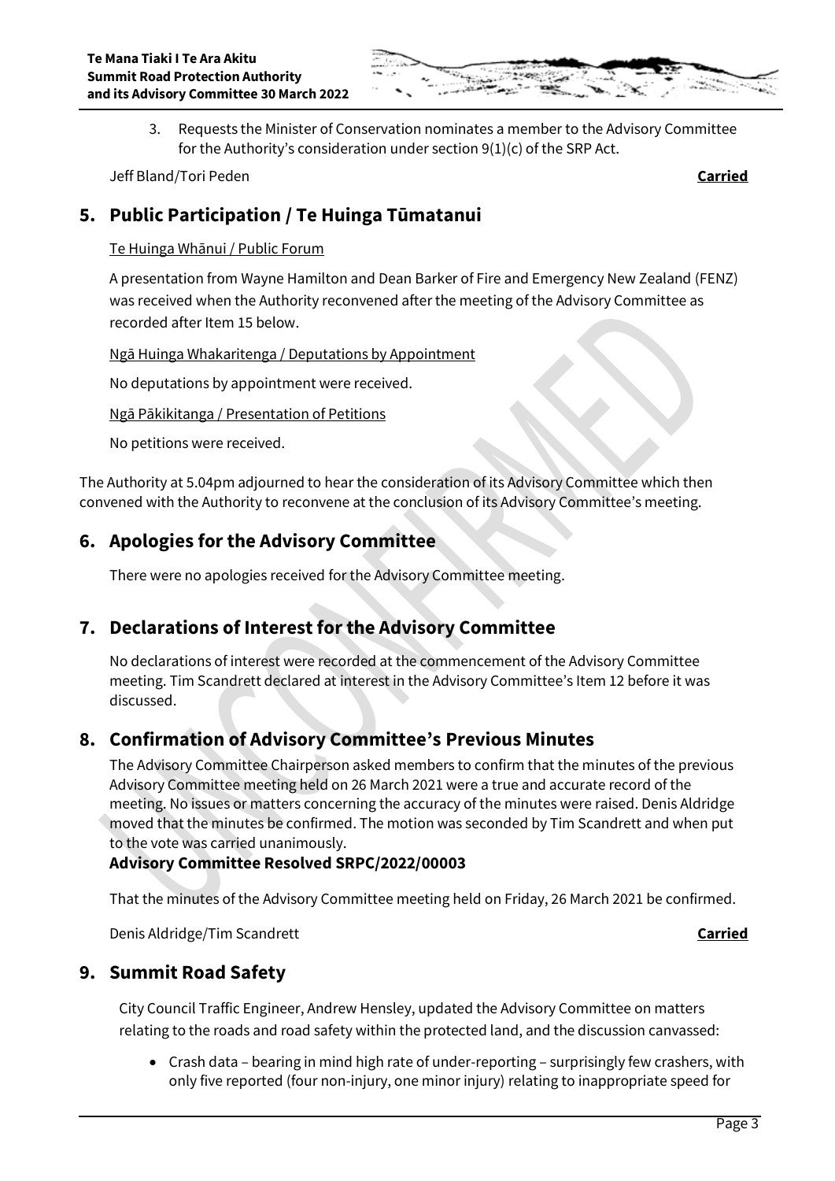3. Requests the Minister of Conservation nominates a member to the Advisory Committee for the Authority's consideration under section 9(1)(c) of the SRP Act.

Jeff Bland/Tori Peden **Carried**

## 5. Public Participation / Te Huinga Tūmatanui

Te Huinga Whānui / Public Forum

A presentation from Wayne Hamilton and Dean Barker of Fire and Emergency New Zealand (FENZ) was received when the Authority reconvened after the meeting of the Advisory Committee as recorded after Item 15 below.

Ngā Huinga Whakaritenga / Deputations by Appointment

No deputations by appointment were received.

Ngā Pākikitanga / Presentation of Petitions

No petitions were received.

The Authority at 5.04pm adjourned to hear the consideration of its Advisory Committee which then convened with the Authority to reconvene at the conclusion of its Advisory Committee's meeting.

## 6. Apologies for the Advisory Committee

There were no apologies received for the Advisory Committee meeting.

## 7. Declarations of Interest for the Advisory Committee

No declarations of interest were recorded at the commencement of the Advisory Committee meeting. Tim Scandrett declared at interest in the Advisory Committee's Item 12 before it was discussed.

## 8. Confirmation of Advisory Committee's Previous Minutes

The Advisory Committee Chairperson asked members to confirm that the minutes of the previous Advisory Committee meeting held on 26 March 2021 were a true and accurate record of the meeting. No issues or matters concerning the accuracy of the minutes were raised. Denis Aldridge moved that the minutes be confirmed. The motion was seconded by Tim Scandrett and when put to the vote was carried unanimously.

**Advisory Committee Resolved SRPC/2022/00003**

That the minutes of the Advisory Committee meeting held on Friday, 26 March 2021 be confirmed.

Denis Aldridge/Tim Scandrett **Carried**

## 9. Summit Road Safety

City Council Traffic Engineer, Andrew Hensley, updated the Advisory Committee on matters relating to the roads and road safety within the protected land, and the discussion canvassed:

- Crash data – bearing in mind high rate of under-reporting – surprisingly few crashers, with only five reported (four non-injury, one minor injury) relating to inappropriate speed for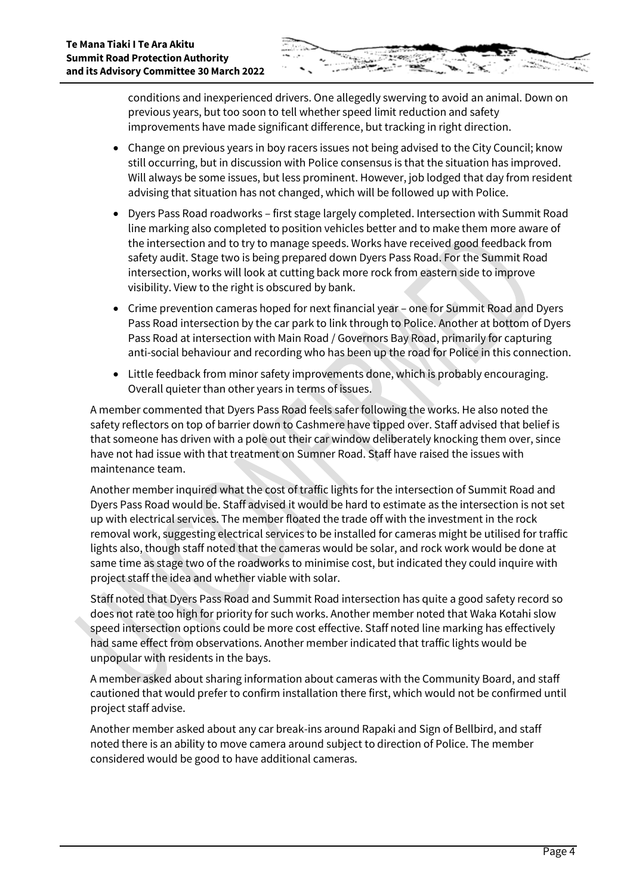conditions and inexperienced drivers. One allegedly swerving to avoid an animal. Down on previous years, but too soon to tell whether speed limit reduction and safety improvements have made significant difference, but tracking in right direction.

- Change on previous years in boy racers issues not being advised to the City Council; know still occurring, but in discussion with Police consensus is that the situation has improved. Will always be some issues, but less prominent. However, job lodged that day from resident advising that situation has not changed, which will be followed up with Police.
- Dyers Pass Road roadworks – first stage largely completed. Intersection with Summit Road line marking also completed to position vehicles better and to make them more aware of the intersection and to try to manage speeds. Works have received good feedback from safety audit. Stage two is being prepared down Dyers Pass Road. For the Summit Road intersection, works will look at cutting back more rock from eastern side to improve visibility. View to the right is obscured by bank.
- Crime prevention cameras hoped for next financial year – one for Summit Road and Dyers Pass Road intersection by the car park to link through to Police. Another at bottom of Dyers Pass Road at intersection with Main Road / Governors Bay Road, primarily for capturing anti-social behaviour and recording who has been up the road for Police in this connection.
- Little feedback from minor safety improvements done, which is probably encouraging. Overall quieter than other years in terms of issues.

A member commented that Dyers Pass Road feels safer following the works. He also noted the safety reflectors on top of barrier down to Cashmere have tipped over. Staff advised that belief is that someone has driven with a pole out their car window deliberately knocking them over, since have not had issue with that treatment on Sumner Road. Staff have raised the issues with maintenance team.

Another member inquired what the cost of traffic lights for the intersection of Summit Road and Dyers Pass Road would be. Staff advised it would be hard to estimate as the intersection is not set up with electrical services. The member floated the trade off with the investment in the rock removal work, suggesting electrical services to be installed for cameras might be utilised for traffic lights also, though staff noted that the cameras would be solar, and rock work would be done at same time as stage two of the roadworks to minimise cost, but indicated they could inquire with project staff the idea and whether viable with solar.

Staff noted that Dyers Pass Road and Summit Road intersection has quite a good safety record so does not rate too high for priority for such works. Another member noted that Waka Kotahi slow speed intersection options could be more cost effective. Staff noted line marking has effectively had same effect from observations. Another member indicated that traffic lights would be unpopular with residents in the bays.

A member asked about sharing information about cameras with the Community Board, and staff cautioned that would prefer to confirm installation there first, which would not be confirmed until project staff advise.

Another member asked about any car break-ins around Rapaki and Sign of Bellbird, and staff noted there is an ability to move camera around subject to direction of Police. The member considered would be good to have additional cameras.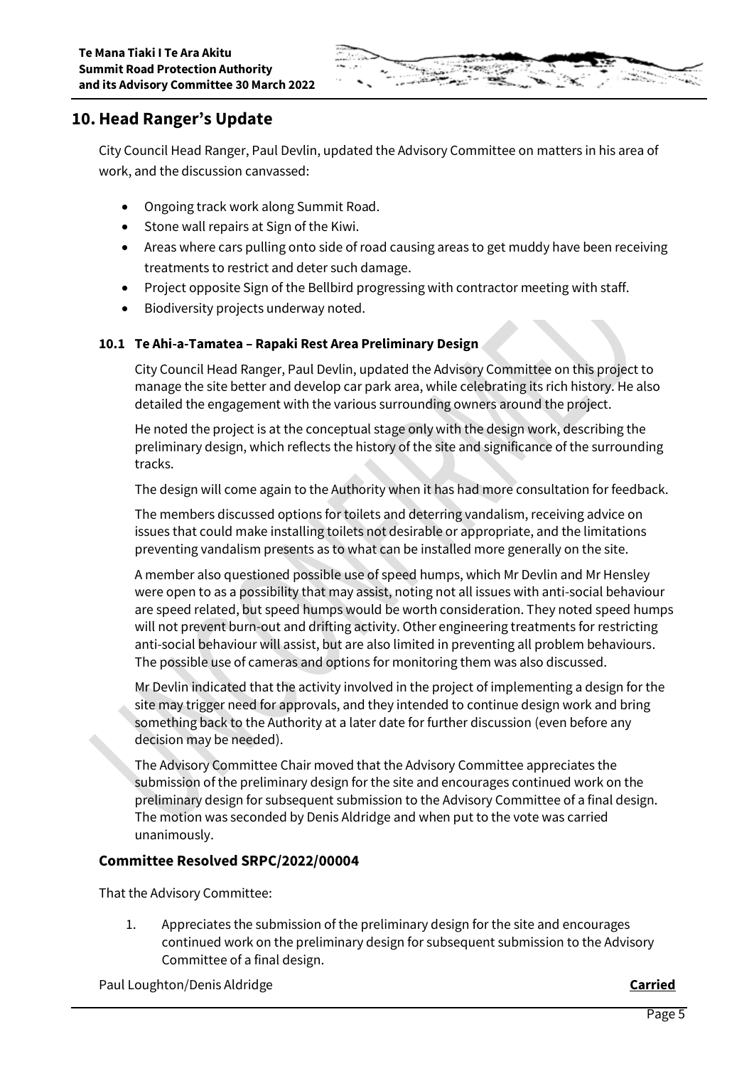## 10. Head Ranger's Update

City Council Head Ranger, Paul Devlin, updated the Advisory Committee on matters in his area of work, and the discussion canvassed:

- Ongoing track work along Summit Road.
- Stone wall repairs at Sign of the Kiwi.
- Areas where cars pulling onto side of road causing areas to get muddy have been receiving treatments to restrict and deter such damage.
- Project opposite Sign of the Bellbird progressing with contractor meeting with staff.
- Biodiversity projects underway noted.

### 10.1 Te Ahi-a-Tamatea – Rapaki Rest Area Preliminary Design

City Council Head Ranger, Paul Devlin, updated the Advisory Committee on this project to manage the site better and develop car park area, while celebrating its rich history. He also detailed the engagement with the various surrounding owners around the project.

He noted the project is at the conceptual stage only with the design work, describing the preliminary design, which reflects the history of the site and significance of the surrounding tracks.

The design will come again to the Authority when it has had more consultation for feedback.

The members discussed options for toilets and deterring vandalism, receiving advice on issues that could make installing toilets not desirable or appropriate, and the limitations preventing vandalism presents as to what can be installed more generally on the site.

A member also questioned possible use of speed humps, which Mr Devlin and Mr Hensley were open to as a possibility that may assist, noting not all issues with anti-social behaviour are speed related, but speed humps would be worth consideration. They noted speed humps will not prevent burn-out and drifting activity. Other engineering treatments for restricting anti-social behaviour will assist, but are also limited in preventing all problem behaviours. The possible use of cameras and options for monitoring them was also discussed.

Mr Devlin indicated that the activity involved in the project of implementing a design for the site may trigger need for approvals, and they intended to continue design work and bring something back to the Authority at a later date for further discussion (even before any decision may be needed).

The Advisory Committee Chair moved that the Advisory Committee appreciates the submission of the preliminary design for the site and encourages continued work on the preliminary design for subsequent submission to the Advisory Committee of a final design. The motion was seconded by Denis Aldridge and when put to the vote was carried unanimously.

### Committee Resolved SRPC/2022/00004

That the Advisory Committee:

1. Appreciates the submission of the preliminary design for the site and encourages continued work on the preliminary design for subsequent submission to the Advisory Committee of a final design.

Paul Loughton/Denis Aldridge **Carried**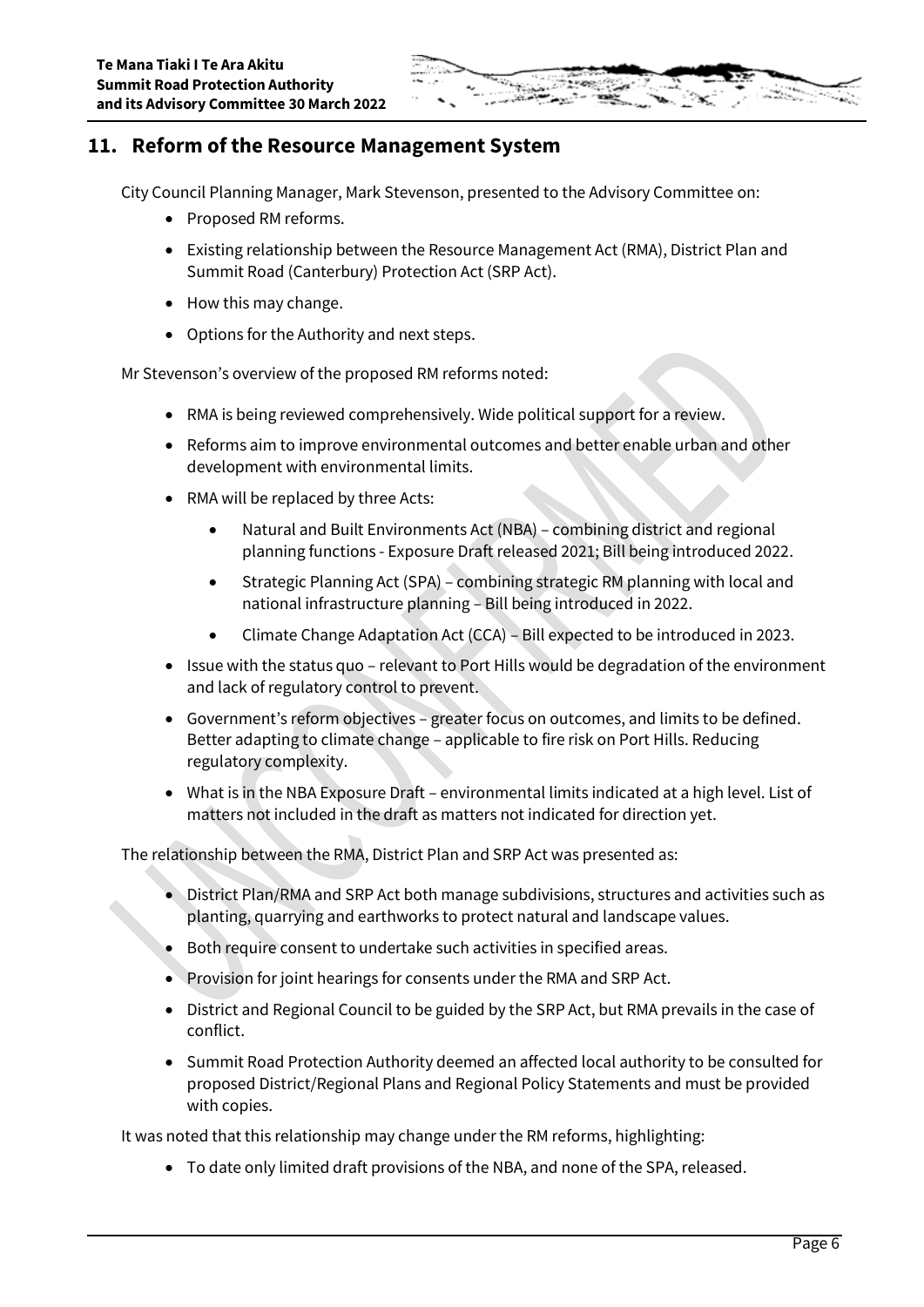## 11. Reform of the Resource Management System

City Council Planning Manager, Mark Stevenson, presented to the Advisory Committee on:

- Proposed RM reforms.
- Existing relationship between the Resource Management Act (RMA), District Plan and Summit Road (Canterbury) Protection Act (SRP Act).
- How this may change.
- Options for the Authority and next steps.

Mr Stevenson's overview of the proposed RM reforms noted:

- RMA is being reviewed comprehensively. Wide political support for a review.
- Reforms aim to improve environmental outcomes and better enable urban and other development with environmental limits.
- RMA will be replaced by three Acts:
  - Natural and Built Environments Act (NBA) – combining district and regional planning functions - Exposure Draft released 2021; Bill being introduced 2022.
  - Strategic Planning Act (SPA) – combining strategic RM planning with local and national infrastructure planning – Bill being introduced in 2022.
  - Climate Change Adaptation Act (CCA) – Bill expected to be introduced in 2023.
- Issue with the status quo – relevant to Port Hills would be degradation of the environment and lack of regulatory control to prevent.
- Government's reform objectives – greater focus on outcomes, and limits to be defined. Better adapting to climate change – applicable to fire risk on Port Hills. Reducing regulatory complexity.
- What is in the NBA Exposure Draft – environmental limits indicated at a high level. List of matters not included in the draft as matters not indicated for direction yet.

The relationship between the RMA, District Plan and SRP Act was presented as:

- District Plan/RMA and SRP Act both manage subdivisions, structures and activities such as planting, quarrying and earthworks to protect natural and landscape values.
- Both require consent to undertake such activities in specified areas.
- Provision for joint hearings for consents under the RMA and SRP Act.
- District and Regional Council to be guided by the SRP Act, but RMA prevails in the case of conflict.
- Summit Road Protection Authority deemed an affected local authority to be consulted for proposed District/Regional Plans and Regional Policy Statements and must be provided with copies.

It was noted that this relationship may change under the RM reforms, highlighting:

- To date only limited draft provisions of the NBA, and none of the SPA, released.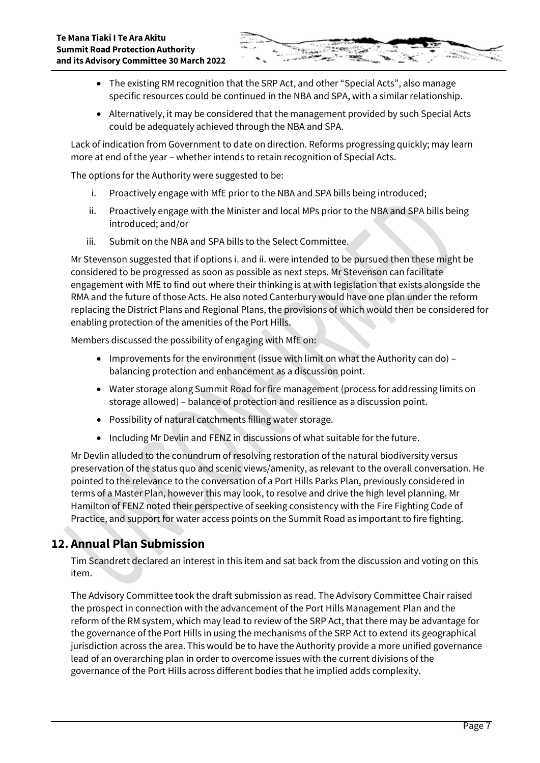- The existing RM recognition that the SRP Act, and other "Special Acts", also manage specific resources could be continued in the NBA and SPA, with a similar relationship.
- Alternatively, it may be considered that the management provided by such Special Acts could be adequately achieved through the NBA and SPA.

Lack of indication from Government to date on direction. Reforms progressing quickly; may learn more at end of the year – whether intends to retain recognition of Special Acts.

The options for the Authority were suggested to be:

i. Proactively engage with MfE prior to the NBA and SPA bills being introduced;
ii. Proactively engage with the Minister and local MPs prior to the NBA and SPA bills being introduced; and/or
iii. Submit on the NBA and SPA bills to the Select Committee.

Mr Stevenson suggested that if options i. and ii. were intended to be pursued then these might be considered to be progressed as soon as possible as next steps. Mr Stevenson can facilitate engagement with MfE to find out where their thinking is at with legislation that exists alongside the RMA and the future of those Acts. He also noted Canterbury would have one plan under the reform replacing the District Plans and Regional Plans, the provisions of which would then be considered for enabling protection of the amenities of the Port Hills.

Members discussed the possibility of engaging with MfE on:

- Improvements for the environment (issue with limit on what the Authority can do) – balancing protection and enhancement as a discussion point.
- Water storage along Summit Road for fire management (process for addressing limits on storage allowed) – balance of protection and resilience as a discussion point.
- Possibility of natural catchments filling water storage.
- Including Mr Devlin and FENZ in discussions of what suitable for the future.

Mr Devlin alluded to the conundrum of resolving restoration of the natural biodiversity versus preservation of the status quo and scenic views/amenity, as relevant to the overall conversation. He pointed to the relevance to the conversation of a Port Hills Parks Plan, previously considered in terms of a Master Plan, however this may look, to resolve and drive the high level planning. Mr Hamilton of FENZ noted their perspective of seeking consistency with the Fire Fighting Code of Practice, and support for water access points on the Summit Road as important to fire fighting.

## 12. Annual Plan Submission

Tim Scandrett declared an interest in this item and sat back from the discussion and voting on this item.

The Advisory Committee took the draft submission as read. The Advisory Committee Chair raised the prospect in connection with the advancement of the Port Hills Management Plan and the reform of the RM system, which may lead to review of the SRP Act, that there may be advantage for the governance of the Port Hills in using the mechanisms of the SRP Act to extend its geographical jurisdiction across the area. This would be to have the Authority provide a more unified governance lead of an overarching plan in order to overcome issues with the current divisions of the governance of the Port Hills across different bodies that he implied adds complexity.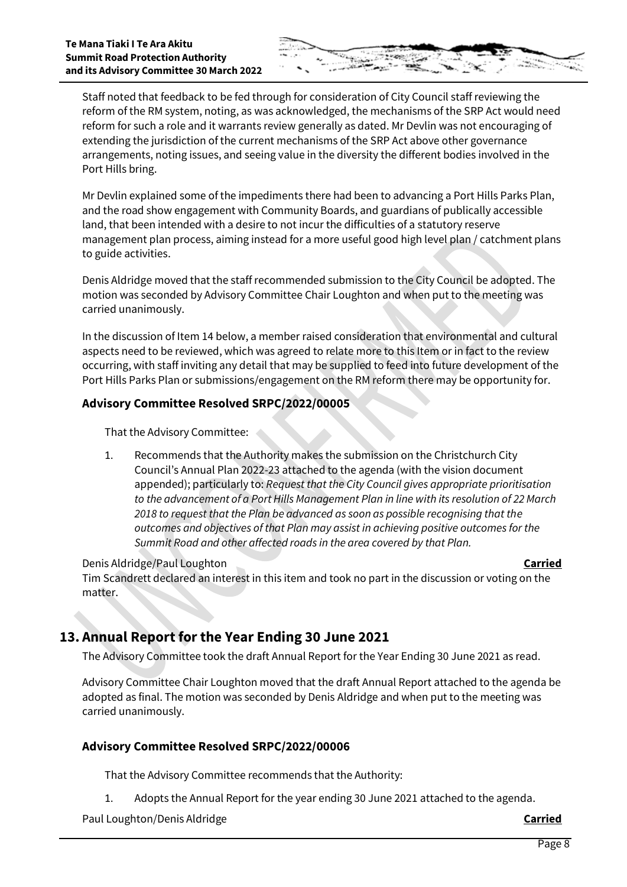Staff noted that feedback to be fed through for consideration of City Council staff reviewing the reform of the RM system, noting, as was acknowledged, the mechanisms of the SRP Act would need reform for such a role and it warrants review generally as dated. Mr Devlin was not encouraging of extending the jurisdiction of the current mechanisms of the SRP Act above other governance arrangements, noting issues, and seeing value in the diversity the different bodies involved in the Port Hills bring.

Mr Devlin explained some of the impediments there had been to advancing a Port Hills Parks Plan, and the road show engagement with Community Boards, and guardians of publically accessible land, that been intended with a desire to not incur the difficulties of a statutory reserve management plan process, aiming instead for a more useful good high level plan / catchment plans to guide activities.

Denis Aldridge moved that the staff recommended submission to the City Council be adopted. The motion was seconded by Advisory Committee Chair Loughton and when put to the meeting was carried unanimously.

In the discussion of Item 14 below, a member raised consideration that environmental and cultural aspects need to be reviewed, which was agreed to relate more to this Item or in fact to the review occurring, with staff inviting any detail that may be supplied to feed into future development of the Port Hills Parks Plan or submissions/engagement on the RM reform there may be opportunity for.

### Advisory Committee Resolved SRPC/2022/00005

That the Advisory Committee:

1. Recommends that the Authority makes the submission on the Christchurch City Council's Annual Plan 2022-23 attached to the agenda (with the vision document appended); particularly to: *Request that the City Council gives appropriate prioritisation to the advancement of a Port Hills Management Plan in line with its resolution of 22 March 2018 to request that the Plan be advanced as soon as possible recognising that the outcomes and objectives of that Plan may assist in achieving positive outcomes for the Summit Road and other affected roads in the area covered by that Plan.*

Denis Aldridge/Paul Loughton **Carried**

Tim Scandrett declared an interest in this item and took no part in the discussion or voting on the matter.

## 13. Annual Report for the Year Ending 30 June 2021

The Advisory Committee took the draft Annual Report for the Year Ending 30 June 2021 as read.

Advisory Committee Chair Loughton moved that the draft Annual Report attached to the agenda be adopted as final. The motion was seconded by Denis Aldridge and when put to the meeting was carried unanimously.

### Advisory Committee Resolved SRPC/2022/00006

That the Advisory Committee recommends that the Authority:

1. Adopts the Annual Report for the year ending 30 June 2021 attached to the agenda.

Paul Loughton/Denis Aldridge **Carried**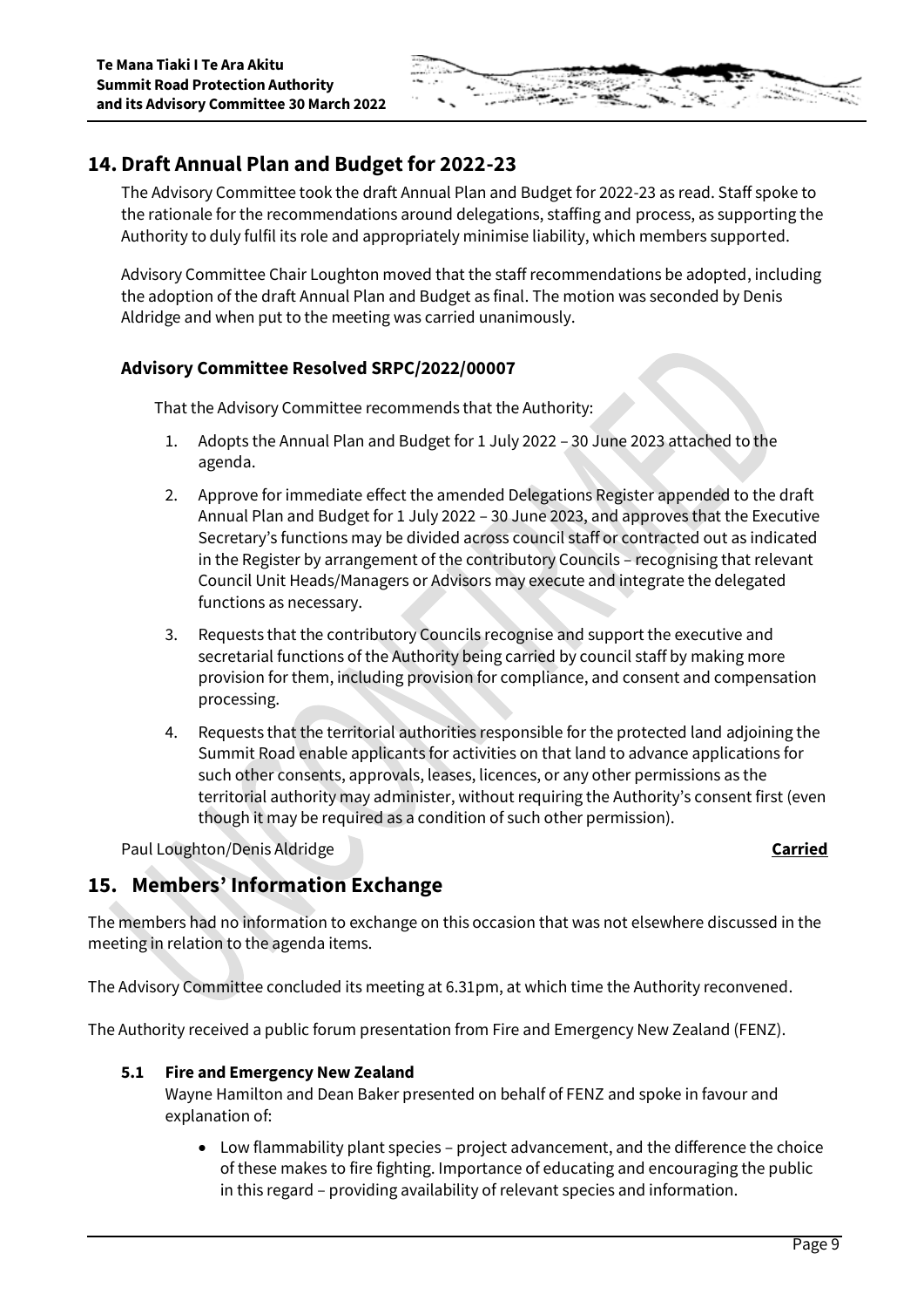## 14. Draft Annual Plan and Budget for 2022-23

The Advisory Committee took the draft Annual Plan and Budget for 2022-23 as read. Staff spoke to the rationale for the recommendations around delegations, staffing and process, as supporting the Authority to duly fulfil its role and appropriately minimise liability, which members supported.

Advisory Committee Chair Loughton moved that the staff recommendations be adopted, including the adoption of the draft Annual Plan and Budget as final. The motion was seconded by Denis Aldridge and when put to the meeting was carried unanimously.

### Advisory Committee Resolved SRPC/2022/00007

That the Advisory Committee recommends that the Authority:

1. Adopts the Annual Plan and Budget for 1 July 2022 – 30 June 2023 attached to the agenda.
2. Approve for immediate effect the amended Delegations Register appended to the draft Annual Plan and Budget for 1 July 2022 – 30 June 2023, and approves that the Executive Secretary's functions may be divided across council staff or contracted out as indicated in the Register by arrangement of the contributory Councils – recognising that relevant Council Unit Heads/Managers or Advisors may execute and integrate the delegated functions as necessary.
3. Requests that the contributory Councils recognise and support the executive and secretarial functions of the Authority being carried by council staff by making more provision for them, including provision for compliance, and consent and compensation processing.
4. Requests that the territorial authorities responsible for the protected land adjoining the Summit Road enable applicants for activities on that land to advance applications for such other consents, approvals, leases, licences, or any other permissions as the territorial authority may administer, without requiring the Authority's consent first (even though it may be required as a condition of such other permission).

Paul Loughton/Denis Aldridge **Carried**

## 15. Members' Information Exchange

The members had no information to exchange on this occasion that was not elsewhere discussed in the meeting in relation to the agenda items.

The Advisory Committee concluded its meeting at 6.31pm, at which time the Authority reconvened.

The Authority received a public forum presentation from Fire and Emergency New Zealand (FENZ).

### 5.1 Fire and Emergency New Zealand

Wayne Hamilton and Dean Baker presented on behalf of FENZ and spoke in favour and explanation of:

- Low flammability plant species – project advancement, and the difference the choice of these makes to fire fighting. Importance of educating and encouraging the public in this regard – providing availability of relevant species and information.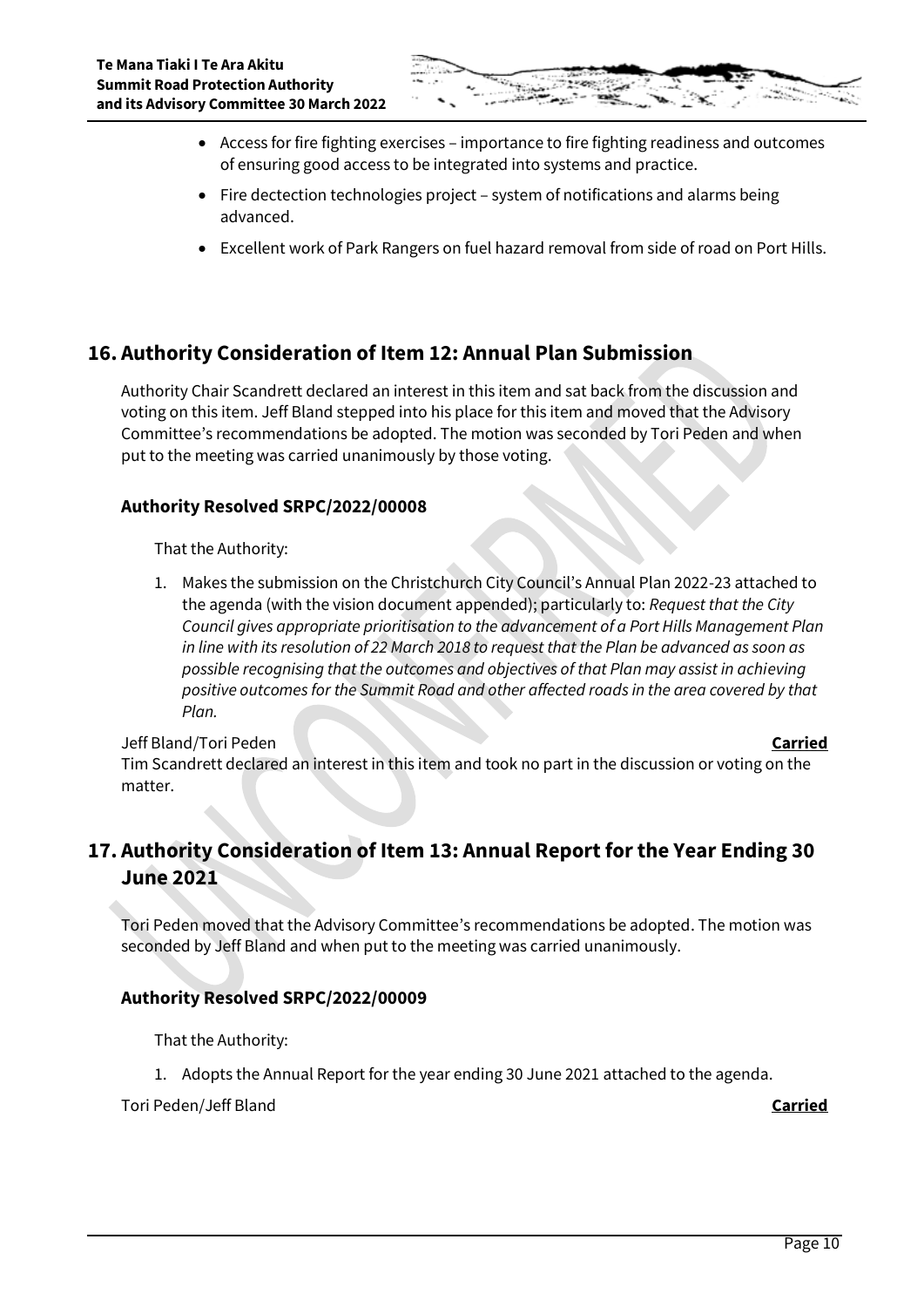- Access for fire fighting exercises – importance to fire fighting readiness and outcomes of ensuring good access to be integrated into systems and practice.
- Fire dectection technologies project – system of notifications and alarms being advanced.
- Excellent work of Park Rangers on fuel hazard removal from side of road on Port Hills.

## 16. Authority Consideration of Item 12: Annual Plan Submission

Authority Chair Scandrett declared an interest in this item and sat back from the discussion and voting on this item. Jeff Bland stepped into his place for this item and moved that the Advisory Committee's recommendations be adopted. The motion was seconded by Tori Peden and when put to the meeting was carried unanimously by those voting.

### Authority Resolved SRPC/2022/00008

That the Authority:

1. Makes the submission on the Christchurch City Council's Annual Plan 2022-23 attached to the agenda (with the vision document appended); particularly to: *Request that the City Council gives appropriate prioritisation to the advancement of a Port Hills Management Plan in line with its resolution of 22 March 2018 to request that the Plan be advanced as soon as possible recognising that the outcomes and objectives of that Plan may assist in achieving positive outcomes for the Summit Road and other affected roads in the area covered by that Plan.*

Jeff Bland/Tori Peden **Carried**

Tim Scandrett declared an interest in this item and took no part in the discussion or voting on the matter.

## 17. Authority Consideration of Item 13: Annual Report for the Year Ending 30 June 2021

Tori Peden moved that the Advisory Committee's recommendations be adopted. The motion was seconded by Jeff Bland and when put to the meeting was carried unanimously.

### Authority Resolved SRPC/2022/00009

That the Authority:

1. Adopts the Annual Report for the year ending 30 June 2021 attached to the agenda.

Tori Peden/Jeff Bland **Carried**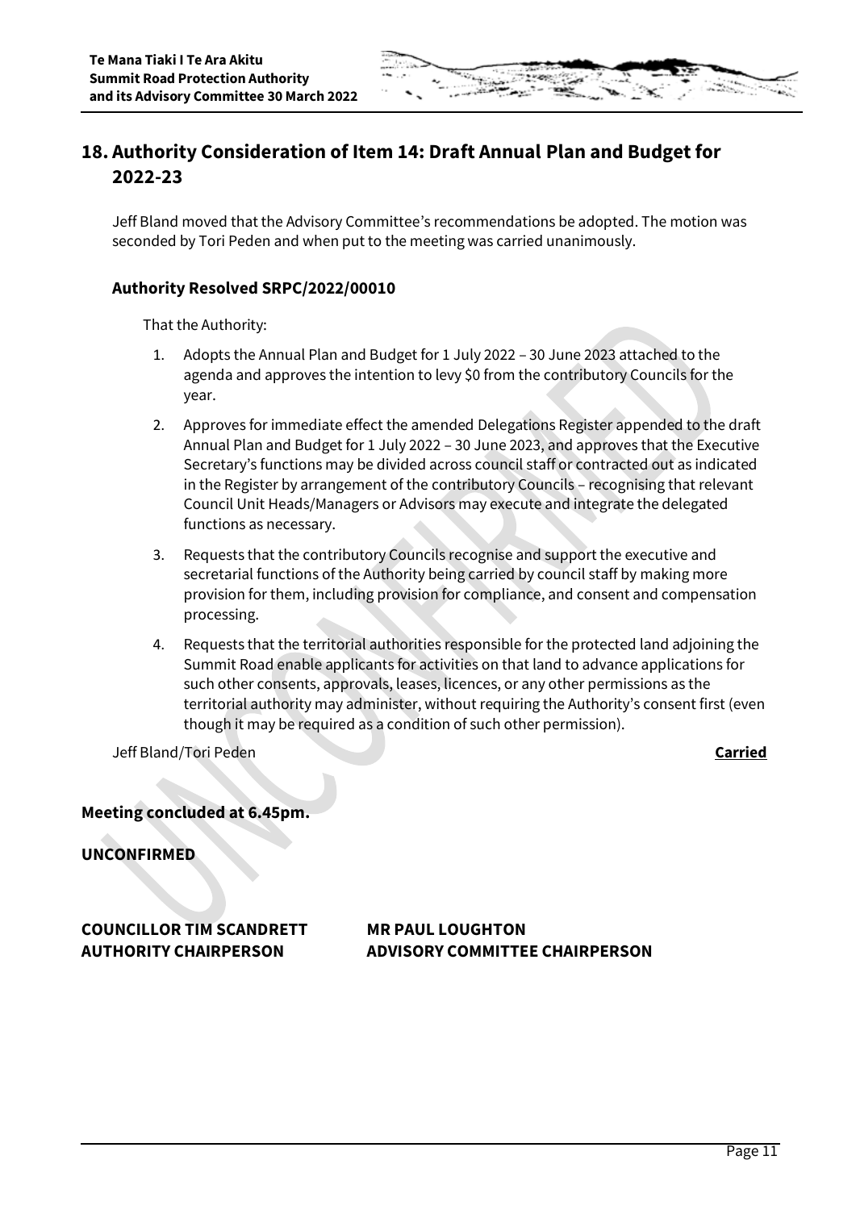## 18. Authority Consideration of Item 14: Draft Annual Plan and Budget for 2022-23

Jeff Bland moved that the Advisory Committee's recommendations be adopted. The motion was seconded by Tori Peden and when put to the meeting was carried unanimously.

### Authority Resolved SRPC/2022/00010

That the Authority:

1. Adopts the Annual Plan and Budget for 1 July 2022 – 30 June 2023 attached to the agenda and approves the intention to levy $0 from the contributory Councils for the year.
2. Approves for immediate effect the amended Delegations Register appended to the draft Annual Plan and Budget for 1 July 2022 – 30 June 2023, and approves that the Executive Secretary's functions may be divided across council staff or contracted out as indicated in the Register by arrangement of the contributory Councils – recognising that relevant Council Unit Heads/Managers or Advisors may execute and integrate the delegated functions as necessary.
3. Requests that the contributory Councils recognise and support the executive and secretarial functions of the Authority being carried by council staff by making more provision for them, including provision for compliance, and consent and compensation processing.
4. Requests that the territorial authorities responsible for the protected land adjoining the Summit Road enable applicants for activities on that land to advance applications for such other consents, approvals, leases, licences, or any other permissions as the territorial authority may administer, without requiring the Authority's consent first (even though it may be required as a condition of such other permission).

Jeff Bland/Tori Peden **Carried**

**Meeting concluded at 6.45pm.**

**UNCONFIRMED**

**COUNCILLOR TIM SCANDRETT**
**AUTHORITY CHAIRPERSON**

**MR PAUL LOUGHTON**
**ADVISORY COMMITTEE CHAIRPERSON**